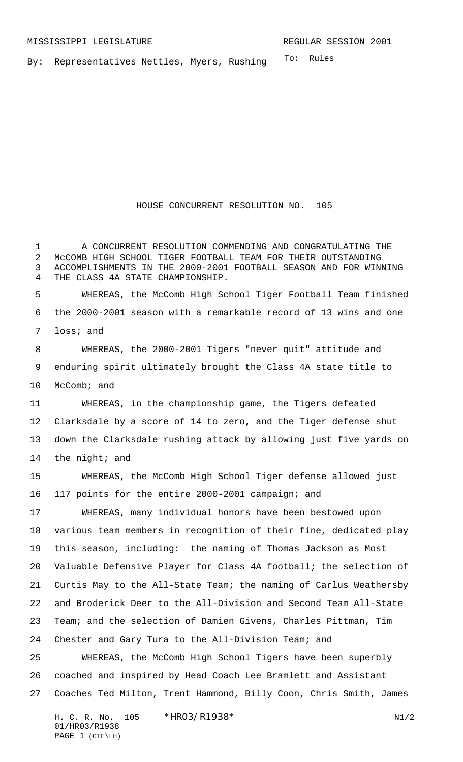MISSISSIPPI LEGISLATURE REGULAR SESSION 2001

By: Representatives Nettles, Myers, Rushing

To: Rules

# HOUSE CONCURRENT RESOLUTION NO. 105

A CONCURRENT RESOLUTION COMMENDING AND CONGRATULATING THE McCOMB HIGH SCHOOL TIGER FOOTBALL TEAM FOR THEIR OUTSTANDING ACCOMPLISHMENTS IN THE 2000-2001 FOOTBALL SEASON AND FOR WINNING THE CLASS 4A STATE CHAMPIONSHIP.

WHEREAS, the McComb High School Tiger Football Team finished the 2000-2001 season with a remarkable record of 13 wins and one loss; and

WHEREAS, the 2000-2001 Tigers "never quit" attitude and enduring spirit ultimately brought the Class 4A state title to McComb; and

WHEREAS, in the championship game, the Tigers defeated Clarksdale by a score of 14 to zero, and the Tiger defense shut down the Clarksdale rushing attack by allowing just five yards on the night; and

WHEREAS, the McComb High School Tiger defense allowed just 117 points for the entire 2000-2001 campaign; and

WHEREAS, many individual honors have been bestowed upon various team members in recognition of their fine, dedicated play this season, including: the naming of Thomas Jackson as Most Valuable Defensive Player for Class 4A football; the selection of Curtis May to the All-State Team; the naming of Carlus Weathersby and Broderick Deer to the All-Division and Second Team All-State Team; and the selection of Damien Givens, Charles Pittman, Tim Chester and Gary Tura to the All-Division Team; and

WHEREAS, the McComb High School Tigers have been superbly coached and inspired by Head Coach Lee Bramlett and Assistant Coaches Ted Milton, Trent Hammond, Billy Coon, Chris Smith, James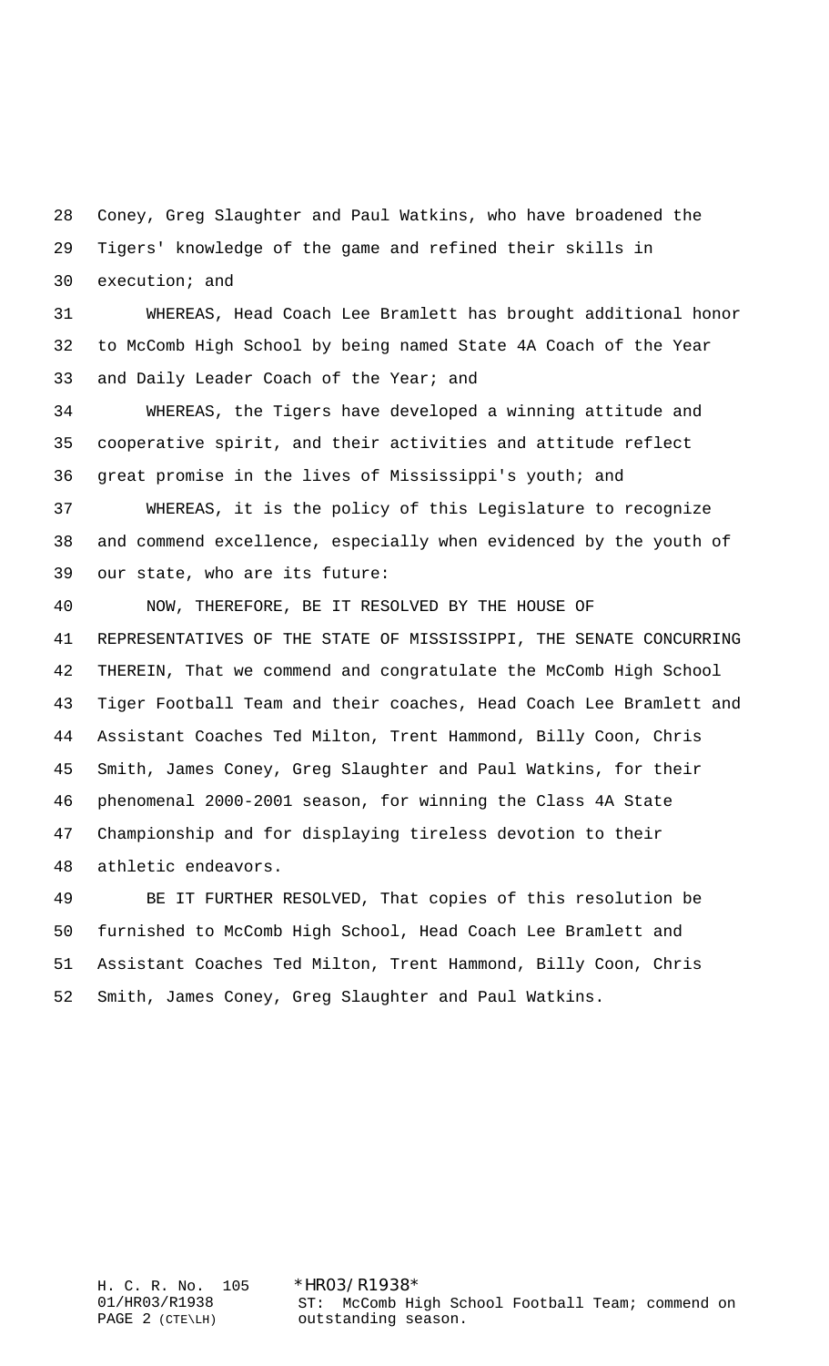Coney, Greg Slaughter and Paul Watkins, who have broadened the Tigers' knowledge of the game and refined their skills in execution; and

WHEREAS, Head Coach Lee Bramlett has brought additional honor to McComb High School by being named State 4A Coach of the Year and Daily Leader Coach of the Year; and

WHEREAS, the Tigers have developed a winning attitude and cooperative spirit, and their activities and attitude reflect great promise in the lives of Mississippi's youth; and

WHEREAS, it is the policy of this Legislature to recognize and commend excellence, especially when evidenced by the youth of our state, who are its future:

NOW, THEREFORE, BE IT RESOLVED BY THE HOUSE OF REPRESENTATIVES OF THE STATE OF MISSISSIPPI, THE SENATE CONCURRING THEREIN, That we commend and congratulate the McComb High School Tiger Football Team and their coaches, Head Coach Lee Bramlett and Assistant Coaches Ted Milton, Trent Hammond, Billy Coon, Chris Smith, James Coney, Greg Slaughter and Paul Watkins, for their phenomenal 2000-2001 season, for winning the Class 4A State Championship and for displaying tireless devotion to their athletic endeavors.

BE IT FURTHER RESOLVED, That copies of this resolution be furnished to McComb High School, Head Coach Lee Bramlett and Assistant Coaches Ted Milton, Trent Hammond, Billy Coon, Chris Smith, James Coney, Greg Slaughter and Paul Watkins.